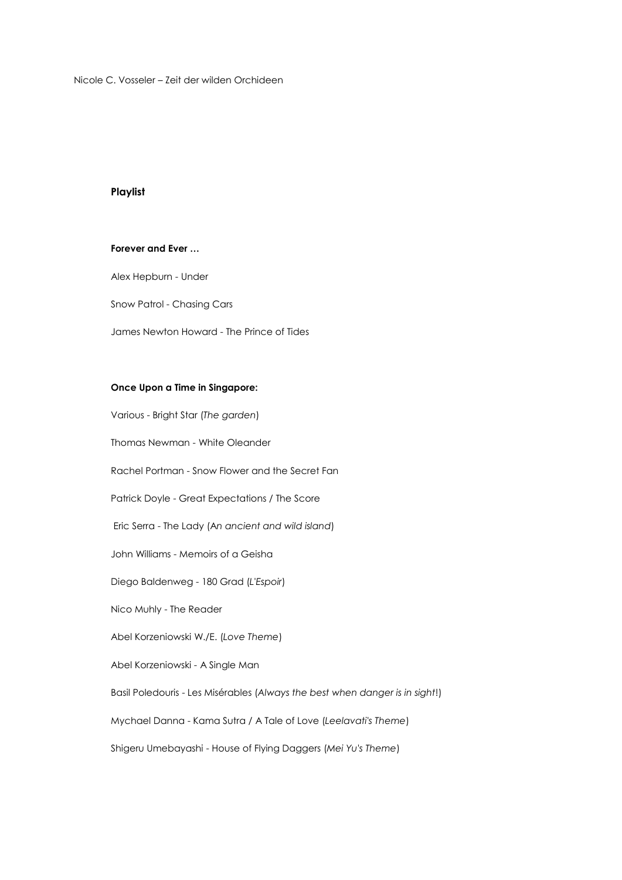Nicole C. Vosseler – Zeit der wilden Orchideen

## Playlist

### Forever and Ever …

Alex Hepburn - Under

Snow Patrol - Chasing Cars

James Newton Howard - The Prince of Tides

### Once Upon a Time in Singapore:

Various - Bright Star (*The garden*)

Thomas Newman - White Oleander

Rachel Portman - Snow Flower and the Secret Fan

Patrick Doyle - Great Expectations / The Score

Eric Serra - The Lady (*An ancient and wild island*)

John Williams - Memoirs of a Geisha

Diego Baldenweg - 180 Grad (*L'Espoir*)

Nico Muhly - The Reader

Abel Korzeniowski W./E. (*Love Theme*)

Abel Korzeniowski - A Single Man

Basil Poledouris - Les Misérables (*Always the best when danger is in sight!*)

Mychael Danna - Kama Sutra / A Tale of Love (*Leelavati's Theme*)

Shigeru Umebayashi - House of Flying Daggers (*Mei Yu's Theme*)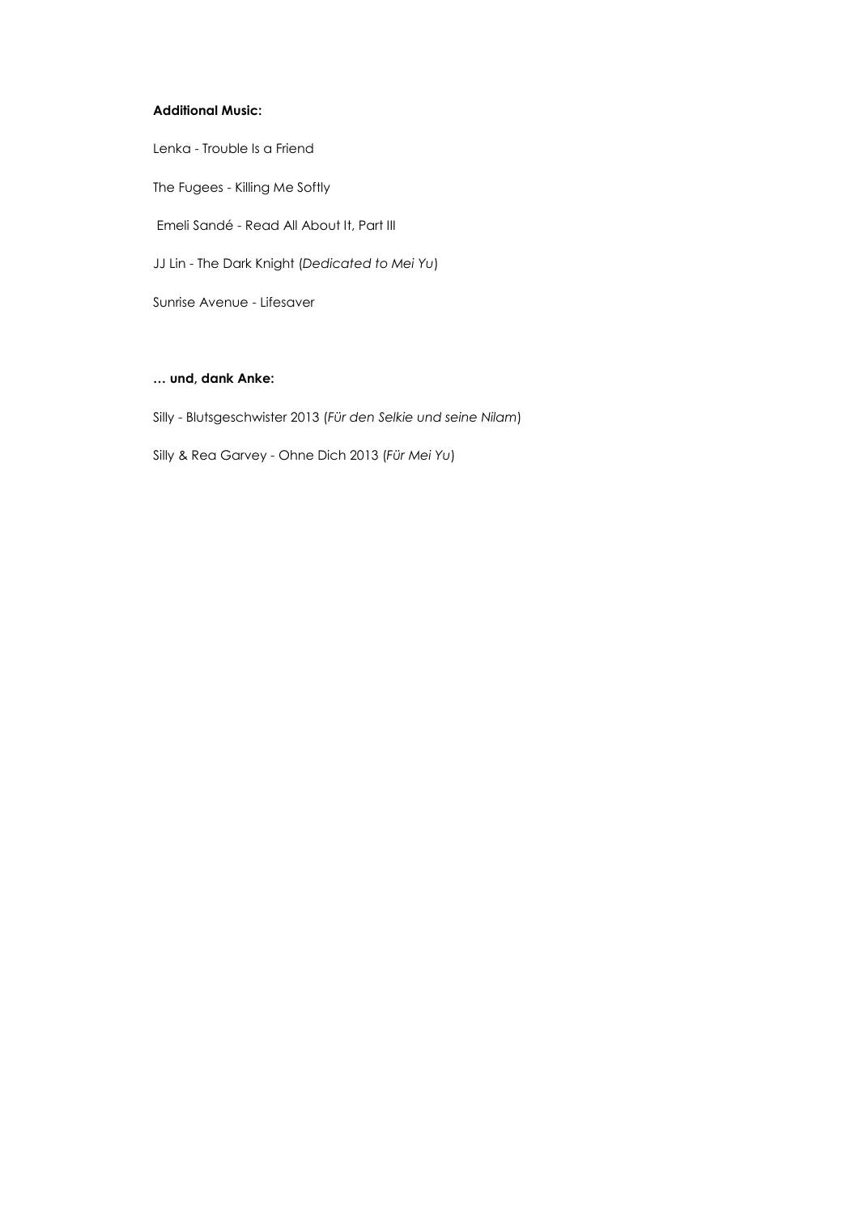**Additional Music:**

Lenka - Trouble Is a Friend

The Fugees - Killing Me Softly

Emeli Sandé - Read All About It, Part III

JJ Lin - The Dark Knight (*Dedicated to Mei Yu*)

Sunrise Avenue - Lifesaver

**… und, dank Anke:**

Silly - Blutsgeschwister 2013 (*Für den Selkie und seine Nilam*)

Silly & Rea Garvey - Ohne Dich 2013 (*Für Mei Yu*)